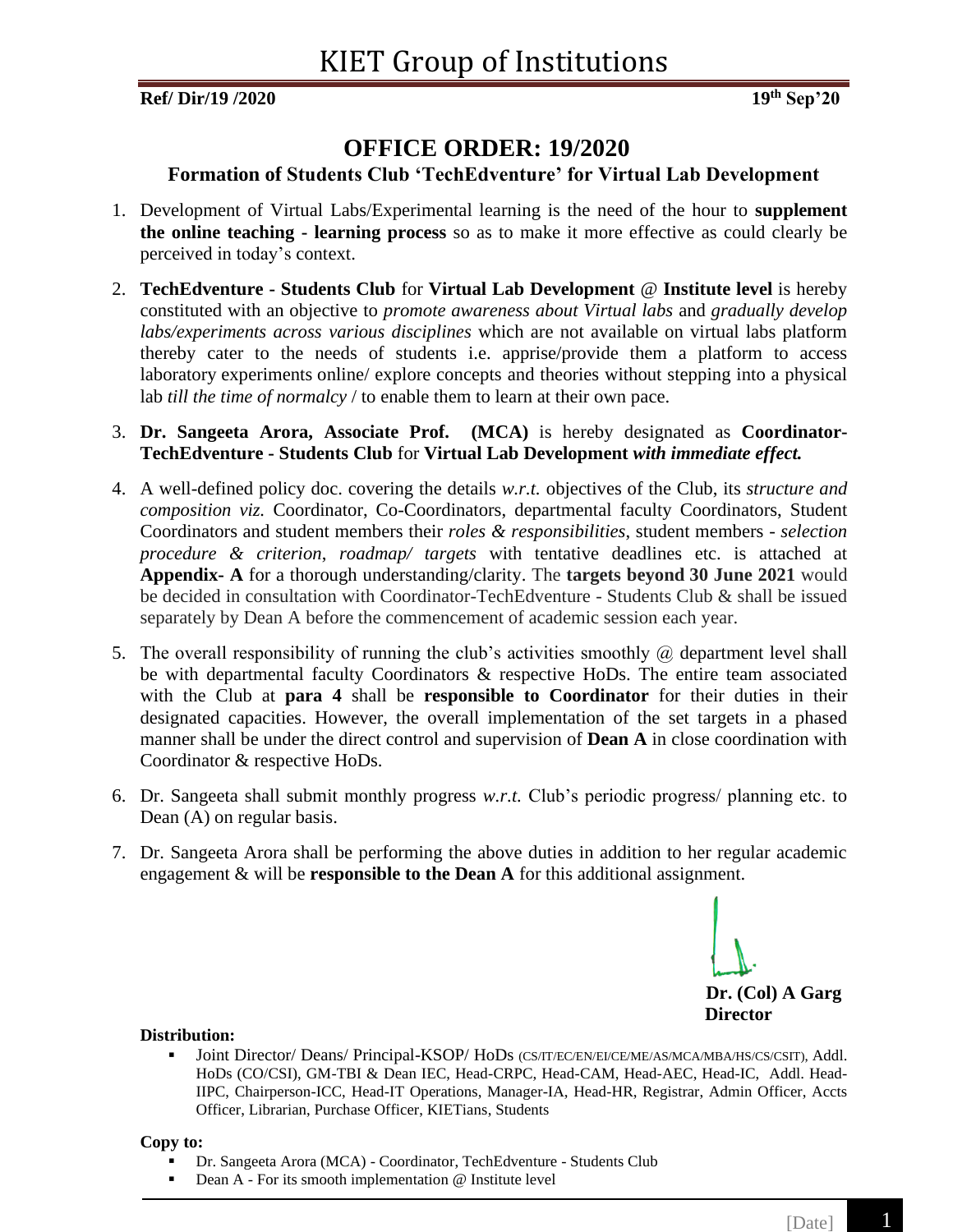# KIET Group of Institutions

**Ref/ Dir/19 /2020** **19th Sep'20**

## OFFICE ORDER: 19/2020

### Formation of Students Club 'TechEdventure' for Virtual Lab Development

1. Development of Virtual Labs/Experimental learning is the need of the hour to **supplement the online teaching - learning process** so as to make it more effective as could clearly be perceived in today's context.

2. **TechEdventure - Students Club** for **Virtual Lab Development** @ **Institute level** is hereby constituted with an objective to *promote awareness about Virtual labs* and *gradually develop labs/experiments across various disciplines* which are not available on virtual labs platform thereby cater to the needs of students i.e. apprise/provide them a platform to access laboratory experiments online/ explore concepts and theories without stepping into a physical lab *till the time of normalcy* / to enable them to learn at their own pace.

3. **Dr. Sangeeta Arora, Associate Prof. (MCA)** is hereby designated as **Coordinator-TechEdventure - Students Club** for **Virtual Lab Development** ***with immediate effect.***

4. A well-defined policy doc. covering the details *w.r.t.* objectives of the Club, its *structure and composition viz.* Coordinator, Co-Coordinators, departmental faculty Coordinators, Student Coordinators and student members their *roles & responsibilities*, student members - *selection procedure & criterion*, *roadmap/ targets* with tentative deadlines etc. is attached at **Appendix- A** for a thorough understanding/clarity. The **targets beyond 30 June 2021** would be decided in consultation with Coordinator-TechEdventure - Students Club & shall be issued separately by Dean A before the commencement of academic session each year.

5. The overall responsibility of running the club's activities smoothly @ department level shall be with departmental faculty Coordinators & respective HoDs. The entire team associated with the Club at **para 4** shall be **responsible to Coordinator** for their duties in their designated capacities. However, the overall implementation of the set targets in a phased manner shall be under the direct control and supervision of **Dean A** in close coordination with Coordinator & respective HoDs.

6. Dr. Sangeeta shall submit monthly progress *w.r.t.* Club's periodic progress/ planning etc. to Dean (A) on regular basis.

7. Dr. Sangeeta Arora shall be performing the above duties in addition to her regular academic engagement & will be **responsible to the Dean A** for this additional assignment.

**Dr. (Col) A Garg**
**Director**

**Distribution:**

- Joint Director/ Deans/ Principal-KSOP/ HoDs (CS/IT/EC/EN/EI/CE/ME/AS/MCA/MBA/HS/CS/CSIT), Addl. HoDs (CO/CSI), GM-TBI & Dean IEC, Head-CRPC, Head-CAM, Head-AEC, Head-IC, Addl. Head-IIPC, Chairperson-ICC, Head-IT Operations, Manager-IA, Head-HR, Registrar, Admin Officer, Accts Officer, Librarian, Purchase Officer, KIETians, Students

**Copy to:**

- Dr. Sangeeta Arora (MCA) - Coordinator, TechEdventure - Students Club
- Dean A - For its smooth implementation @ Institute level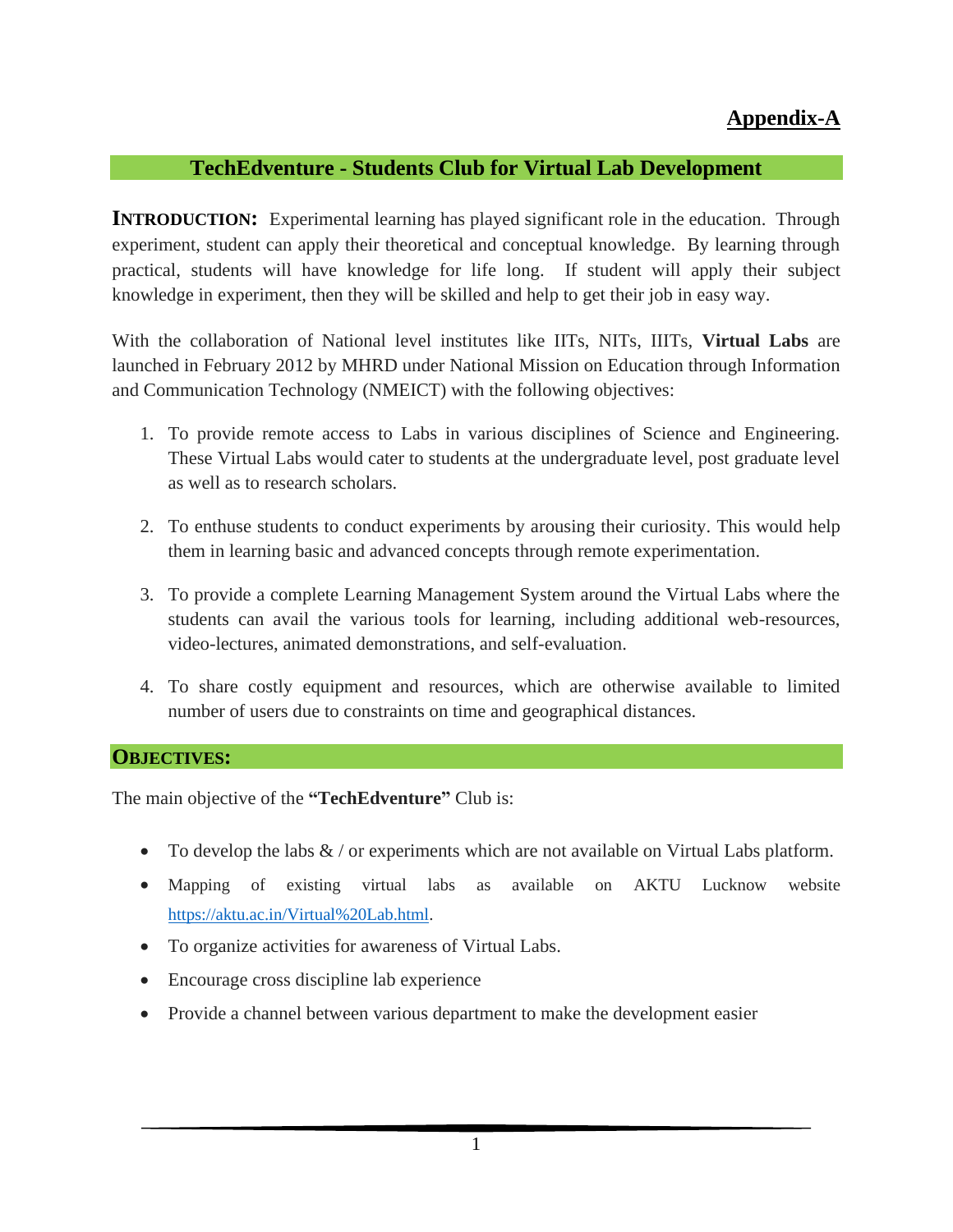**Appendix-A**

## TechEdventure - Students Club for Virtual Lab Development

**INTRODUCTION:** Experimental learning has played significant role in the education. Through experiment, student can apply their theoretical and conceptual knowledge. By learning through practical, students will have knowledge for life long. If student will apply their subject knowledge in experiment, then they will be skilled and help to get their job in easy way.

With the collaboration of National level institutes like IITs, NITs, IIITs, **Virtual Labs** are launched in February 2012 by MHRD under National Mission on Education through Information and Communication Technology (NMEICT) with the following objectives:

1. To provide remote access to Labs in various disciplines of Science and Engineering. These Virtual Labs would cater to students at the undergraduate level, post graduate level as well as to research scholars.
2. To enthuse students to conduct experiments by arousing their curiosity. This would help them in learning basic and advanced concepts through remote experimentation.
3. To provide a complete Learning Management System around the Virtual Labs where the students can avail the various tools for learning, including additional web-resources, video-lectures, animated demonstrations, and self-evaluation.
4. To share costly equipment and resources, which are otherwise available to limited number of users due to constraints on time and geographical distances.

### OBJECTIVES:

The main objective of the **"TechEdventure"** Club is:

- To develop the labs & / or experiments which are not available on Virtual Labs platform.
- Mapping of existing virtual labs as available on AKTU Lucknow website https://aktu.ac.in/Virtual%20Lab.html.
- To organize activities for awareness of Virtual Labs.
- Encourage cross discipline lab experience
- Provide a channel between various department to make the development easier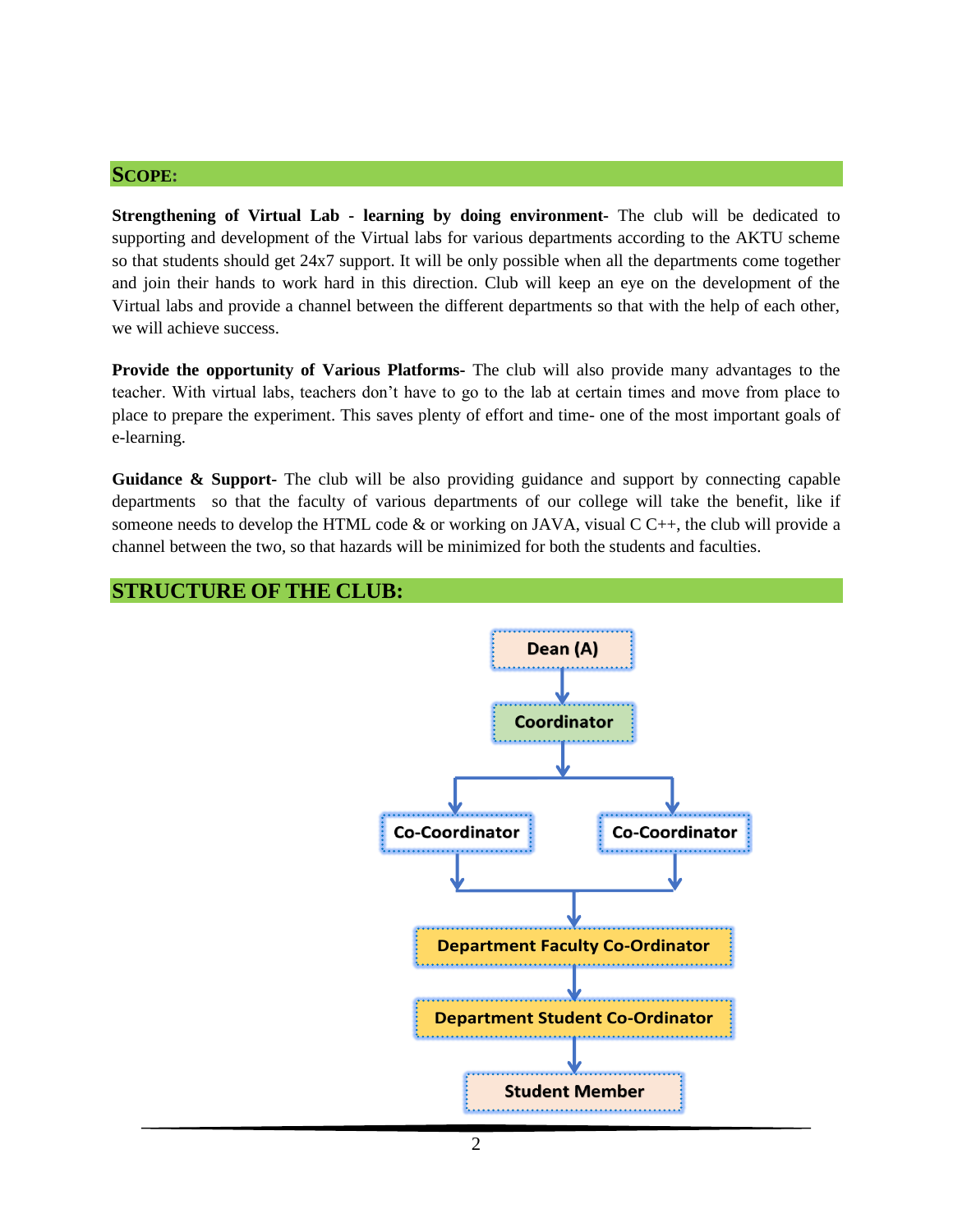## SCOPE:

**Strengthening of Virtual Lab - learning by doing environment-** The club will be dedicated to supporting and development of the Virtual labs for various departments according to the AKTU scheme so that students should get 24x7 support. It will be only possible when all the departments come together and join their hands to work hard in this direction. Club will keep an eye on the development of the Virtual labs and provide a channel between the different departments so that with the help of each other, we will achieve success.

**Provide the opportunity of Various Platforms-** The club will also provide many advantages to the teacher. With virtual labs, teachers don't have to go to the lab at certain times and move from place to place to prepare the experiment. This saves plenty of effort and time- one of the most important goals of e-learning.

**Guidance & Support-** The club will be also providing guidance and support by connecting capable departments so that the faculty of various departments of our college will take the benefit, like if someone needs to develop the HTML code & or working on JAVA, visual C C++, the club will provide a channel between the two, so that hazards will be minimized for both the students and faculties.

## STRUCTURE OF THE CLUB:

Dean (A)
↓
Coordinator
↓
Co-Coordinator | Co-Coordinator
↓
Department Faculty Co-Ordinator
↓
Department Student Co-Ordinator
↓
Student Member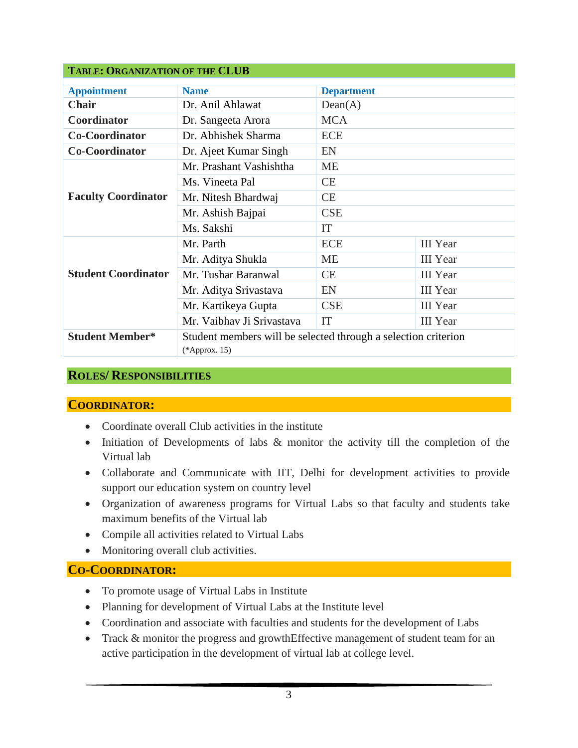**TABLE: ORGANIZATION OF THE CLUB**

| Appointment | Name | Department | |
|---|---|---|---|
| **Chair** | Dr. Anil Ahlawat | Dean(A) | |
| **Coordinator** | Dr. Sangeeta Arora | MCA | |
| **Co-Coordinator** | Dr. Abhishek Sharma | ECE | |
| **Co-Coordinator** | Dr. Ajeet Kumar Singh | EN | |
| **Faculty Coordinator** | Mr. Prashant Vashishtha | ME | |
| | Ms. Vineeta Pal | CE | |
| | Mr. Nitesh Bhardwaj | CE | |
| | Mr. Ashish Bajpai | CSE | |
| | Ms. Sakshi | IT | |
| **Student Coordinator** | Mr. Parth | ECE | III Year |
| | Mr. Aditya Shukla | ME | III Year |
| | Mr. Tushar Baranwal | CE | III Year |
| | Mr. Aditya Srivastava | EN | III Year |
| | Mr. Kartikeya Gupta | CSE | III Year |
| | Mr. Vaibhav Ji Srivastava | IT | III Year |
| **Student Member*** | Student members will be selected through a selection criterion (*Approx. 15) | | |

## ROLES/ RESPONSIBILITIES

### COORDINATOR:

- Coordinate overall Club activities in the institute
- Initiation of Developments of labs & monitor the activity till the completion of the Virtual lab
- Collaborate and Communicate with IIT, Delhi for development activities to provide support our education system on country level
- Organization of awareness programs for Virtual Labs so that faculty and students take maximum benefits of the Virtual lab
- Compile all activities related to Virtual Labs
- Monitoring overall club activities.

### CO-COORDINATOR:

- To promote usage of Virtual Labs in Institute
- Planning for development of Virtual Labs at the Institute level
- Coordination and associate with faculties and students for the development of Labs
- Track & monitor the progress and growthEffective management of student team for an active participation in the development of virtual lab at college level.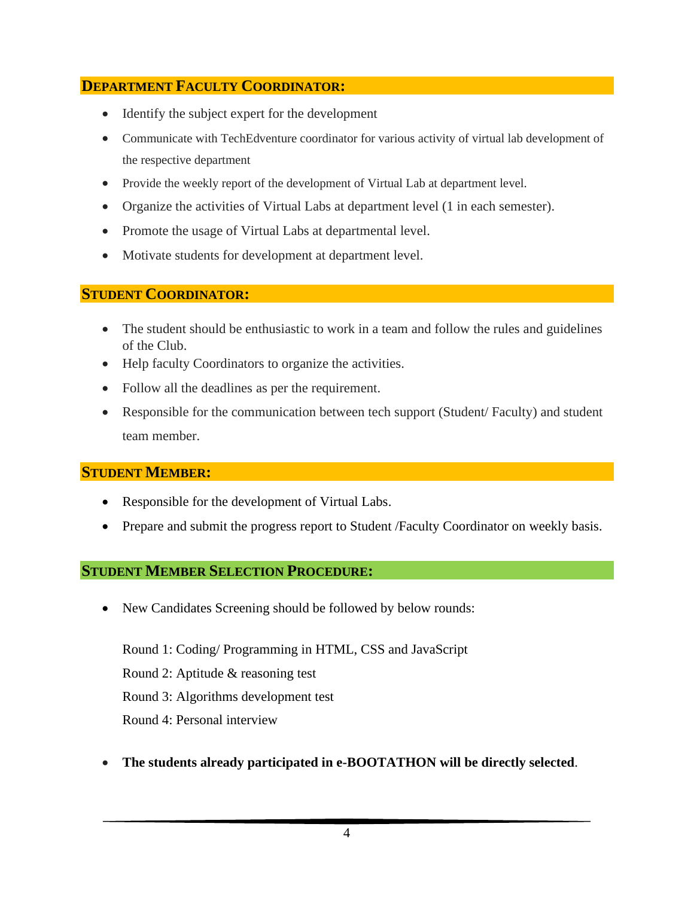## DEPARTMENT FACULTY COORDINATOR:

- Identify the subject expert for the development
- Communicate with TechEdventure coordinator for various activity of virtual lab development of the respective department
- Provide the weekly report of the development of Virtual Lab at department level.
- Organize the activities of Virtual Labs at department level (1 in each semester).
- Promote the usage of Virtual Labs at departmental level.
- Motivate students for development at department level.

## STUDENT COORDINATOR:

- The student should be enthusiastic to work in a team and follow the rules and guidelines of the Club.
- Help faculty Coordinators to organize the activities.
- Follow all the deadlines as per the requirement.
- Responsible for the communication between tech support (Student/ Faculty) and student team member.

## STUDENT MEMBER:

- Responsible for the development of Virtual Labs.
- Prepare and submit the progress report to Student /Faculty Coordinator on weekly basis.

## STUDENT MEMBER SELECTION PROCEDURE:

- New Candidates Screening should be followed by below rounds:

  Round 1: Coding/ Programming in HTML, CSS and JavaScript

  Round 2: Aptitude & reasoning test

  Round 3: Algorithms development test

  Round 4: Personal interview

- **The students already participated in e-BOOTATHON will be directly selected**.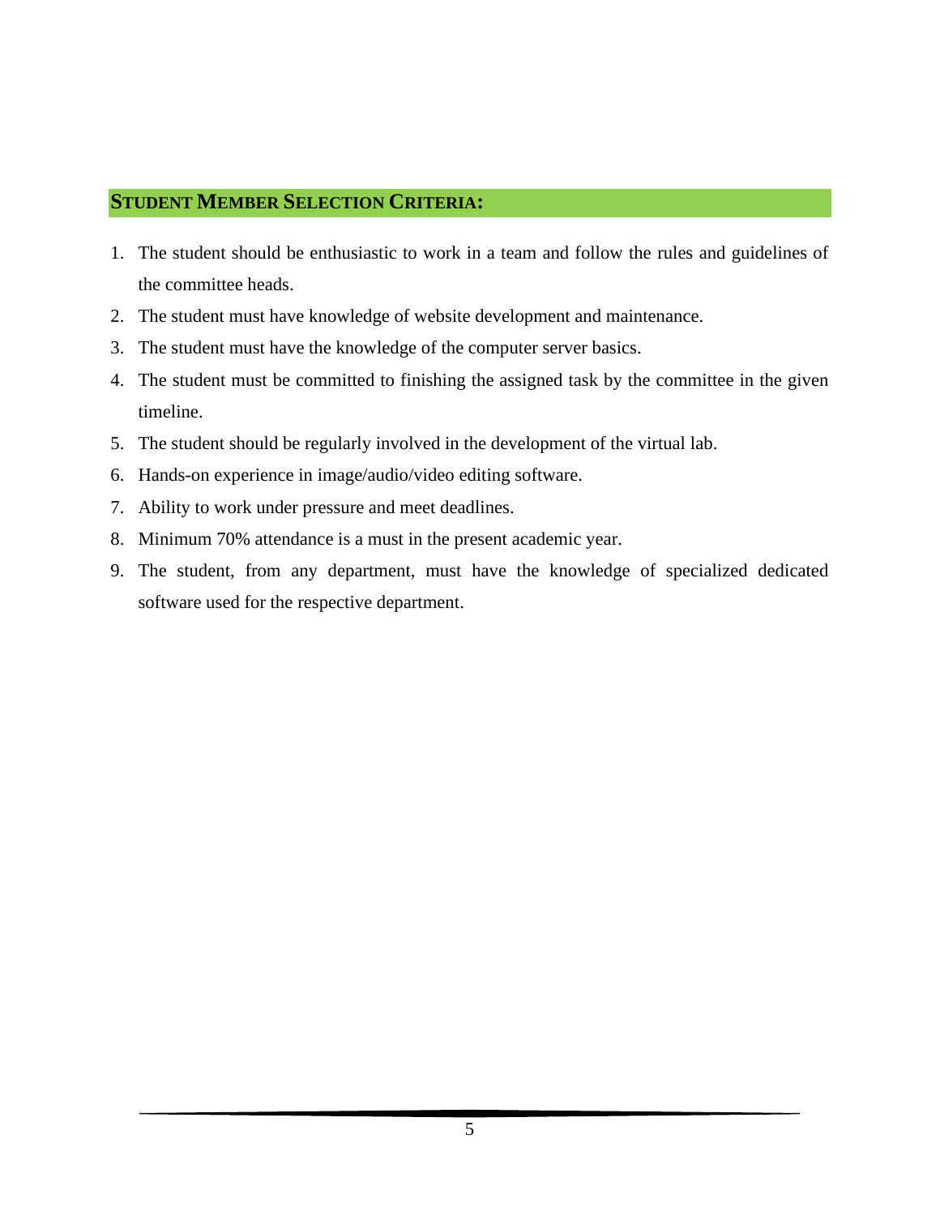## STUDENT MEMBER SELECTION CRITERIA:

1. The student should be enthusiastic to work in a team and follow the rules and guidelines of the committee heads.
2. The student must have knowledge of website development and maintenance.
3. The student must have the knowledge of the computer server basics.
4. The student must be committed to finishing the assigned task by the committee in the given timeline.
5. The student should be regularly involved in the development of the virtual lab.
6. Hands-on experience in image/audio/video editing software.
7. Ability to work under pressure and meet deadlines.
8. Minimum 70% attendance is a must in the present academic year.
9. The student, from any department, must have the knowledge of specialized dedicated software used for the respective department.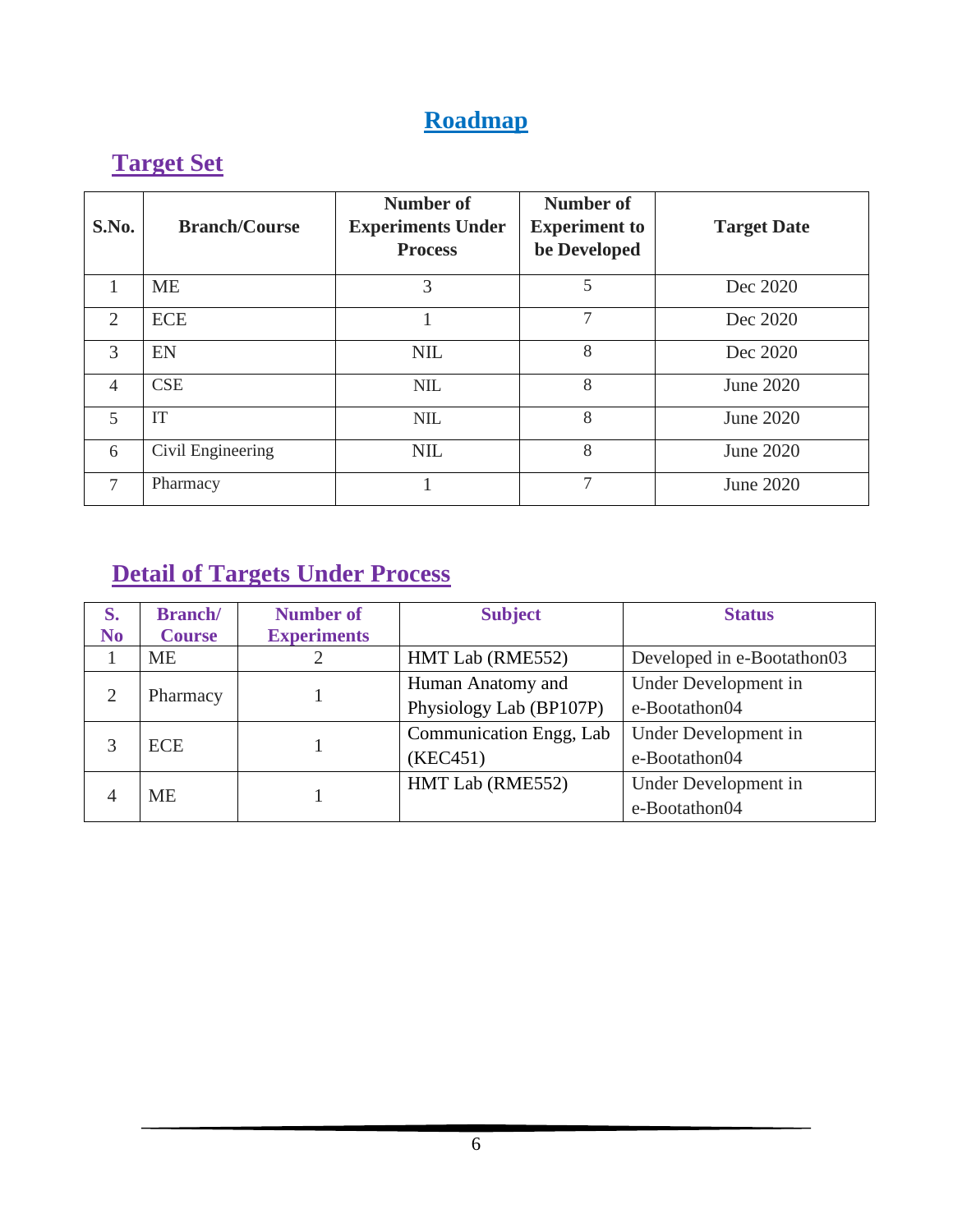# Roadmap

## Target Set

| S.No. | Branch/Course | Number of Experiments Under Process | Number of Experiment to be Developed | Target Date |
|---|---|---|---|---|
| 1 | ME | 3 | 5 | Dec 2020 |
| 2 | ECE | 1 | 7 | Dec 2020 |
| 3 | EN | NIL | 8 | Dec 2020 |
| 4 | CSE | NIL | 8 | June 2020 |
| 5 | IT | NIL | 8 | June 2020 |
| 6 | Civil Engineering | NIL | 8 | June 2020 |
| 7 | Pharmacy | 1 | 7 | June 2020 |

## Detail of Targets Under Process

| S. No | Branch/ Course | Number of Experiments | Subject | Status |
|---|---|---|---|---|
| 1 | ME | 2 | HMT Lab (RME552) | Developed in e-Bootathon03 |
| 2 | Pharmacy | 1 | Human Anatomy and Physiology Lab (BP107P) | Under Development in e-Bootathon04 |
| 3 | ECE | 1 | Communication Engg, Lab (KEC451) | Under Development in e-Bootathon04 |
| 4 | ME | 1 | HMT Lab (RME552) | Under Development in e-Bootathon04 |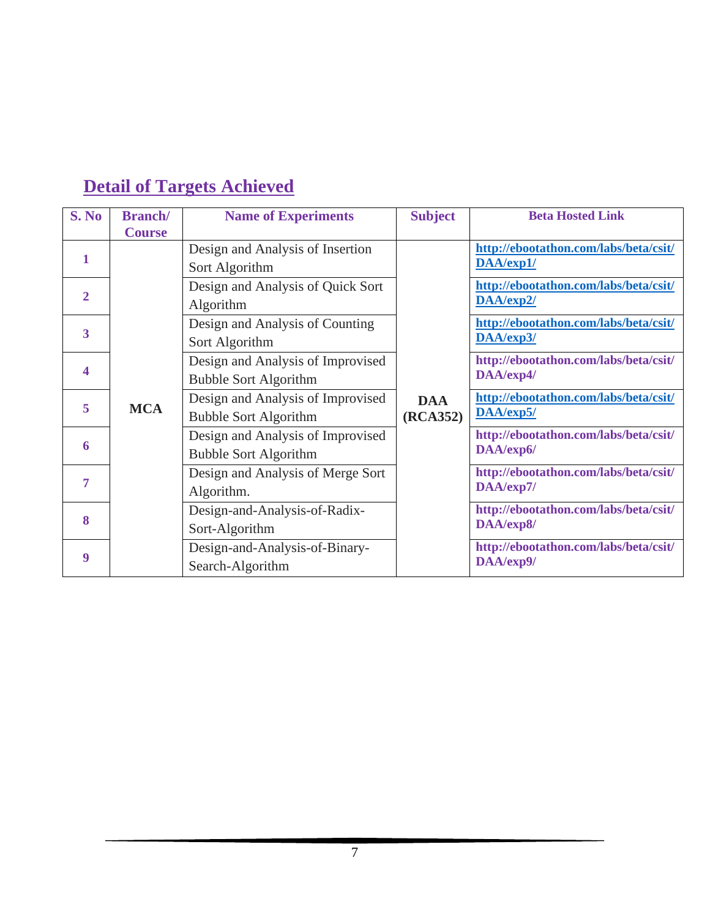## Detail of Targets Achieved

| S. No | Branch/ Course | Name of Experiments | Subject | Beta Hosted Link |
|---|---|---|---|---|
| 1 | MCA | Design and Analysis of Insertion Sort Algorithm | DAA (RCA352) | http://ebootathon.com/labs/beta/csit/DAA/exp1/ |
| 2 | | Design and Analysis of Quick Sort Algorithm | | http://ebootathon.com/labs/beta/csit/DAA/exp2/ |
| 3 | | Design and Analysis of Counting Sort Algorithm | | http://ebootathon.com/labs/beta/csit/DAA/exp3/ |
| 4 | | Design and Analysis of Improvised Bubble Sort Algorithm | | http://ebootathon.com/labs/beta/csit/DAA/exp4/ |
| 5 | | Design and Analysis of Improvised Bubble Sort Algorithm | | http://ebootathon.com/labs/beta/csit/DAA/exp5/ |
| 6 | | Design and Analysis of Improvised Bubble Sort Algorithm | | http://ebootathon.com/labs/beta/csit/DAA/exp6/ |
| 7 | | Design and Analysis of Merge Sort Algorithm. | | http://ebootathon.com/labs/beta/csit/DAA/exp7/ |
| 8 | | Design-and-Analysis-of-Radix-Sort-Algorithm | | http://ebootathon.com/labs/beta/csit/DAA/exp8/ |
| 9 | | Design-and-Analysis-of-Binary-Search-Algorithm | | http://ebootathon.com/labs/beta/csit/DAA/exp9/ |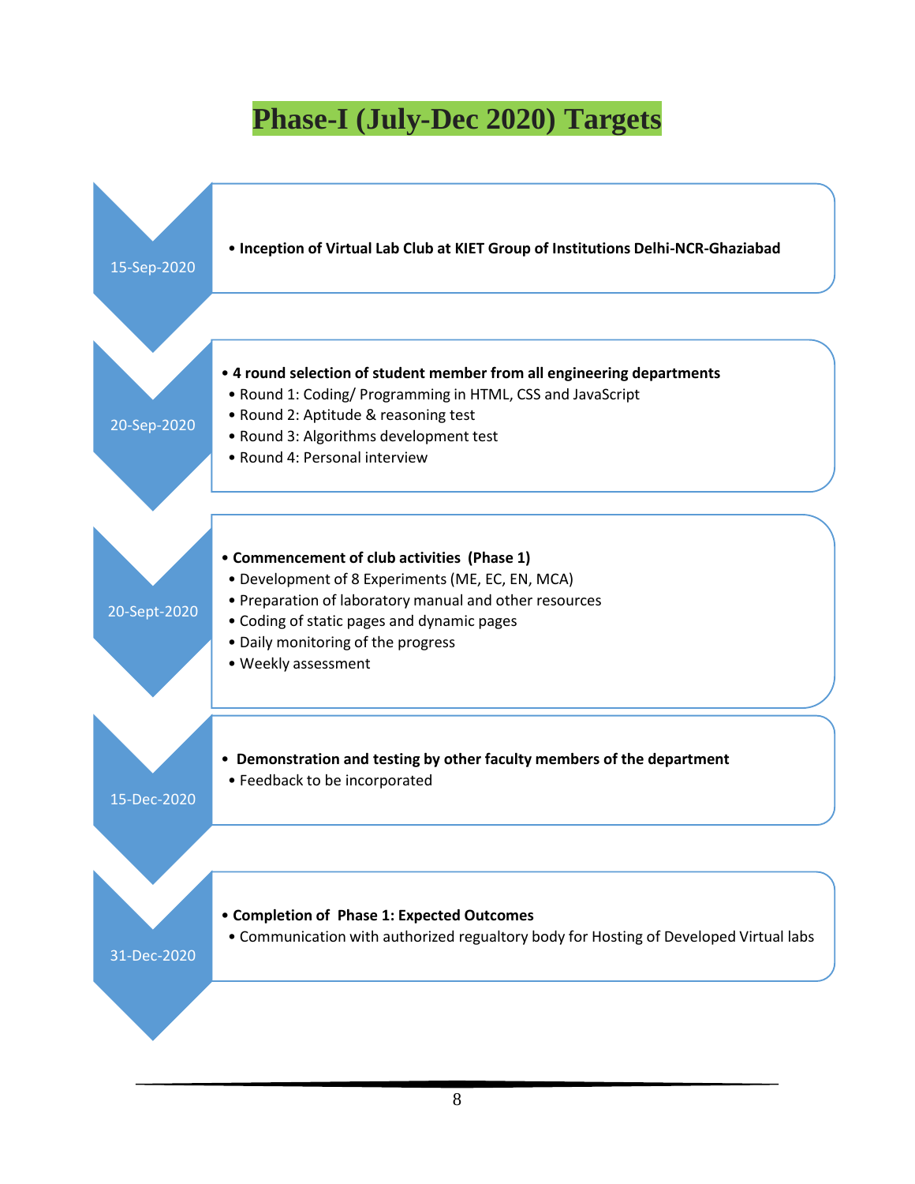# Phase-I (July-Dec 2020) Targets

**15-Sep-2020**

- **Inception of Virtual Lab Club at KIET Group of Institutions Delhi-NCR-Ghaziabad**

**20-Sep-2020**

- **4 round selection of student member from all engineering departments**
  - Round 1: Coding/ Programming in HTML, CSS and JavaScript
  - Round 2: Aptitude & reasoning test
  - Round 3: Algorithms development test
  - Round 4: Personal interview

**20-Sept-2020**

- **Commencement of club activities (Phase 1)**
  - Development of 8 Experiments (ME, EC, EN, MCA)
  - Preparation of laboratory manual and other resources
  - Coding of static pages and dynamic pages
  - Daily monitoring of the progress
  - Weekly assessment

**15-Dec-2020**

- **Demonstration and testing by other faculty members of the department**
  - Feedback to be incorporated

**31-Dec-2020**

- **Completion of Phase 1: Expected Outcomes**
  - Communication with authorized regualtory body for Hosting of Developed Virtual labs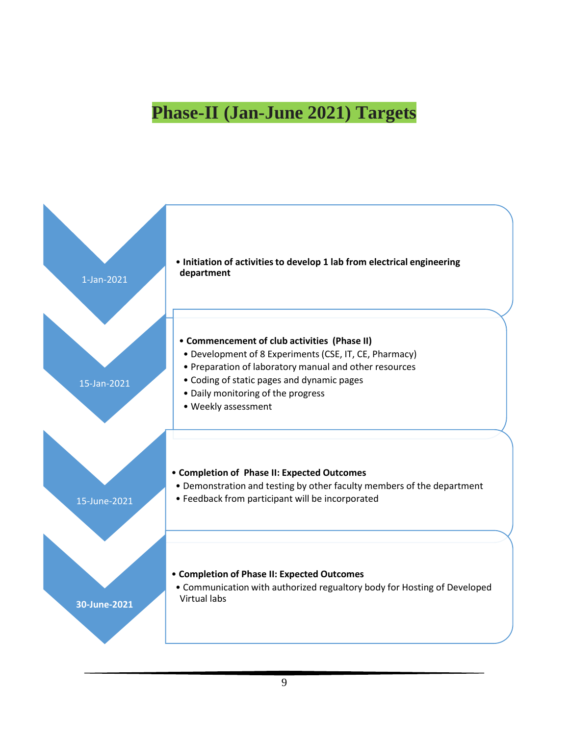# Phase-II (Jan-June 2021) Targets

**1-Jan-2021**

- **Initiation of activities to develop 1 lab from electrical engineering department**

**15-Jan-2021**

- **Commencement of club activities (Phase II)**
  - Development of 8 Experiments (CSE, IT, CE, Pharmacy)
  - Preparation of laboratory manual and other resources
  - Coding of static pages and dynamic pages
  - Daily monitoring of the progress
  - Weekly assessment

**15-June-2021**

- **Completion of Phase II: Expected Outcomes**
  - Demonstration and testing by other faculty members of the department
  - Feedback from participant will be incorporated

**30-June-2021**

- **Completion of Phase II: Expected Outcomes**
  - Communication with authorized regualtory body for Hosting of Developed Virtual labs